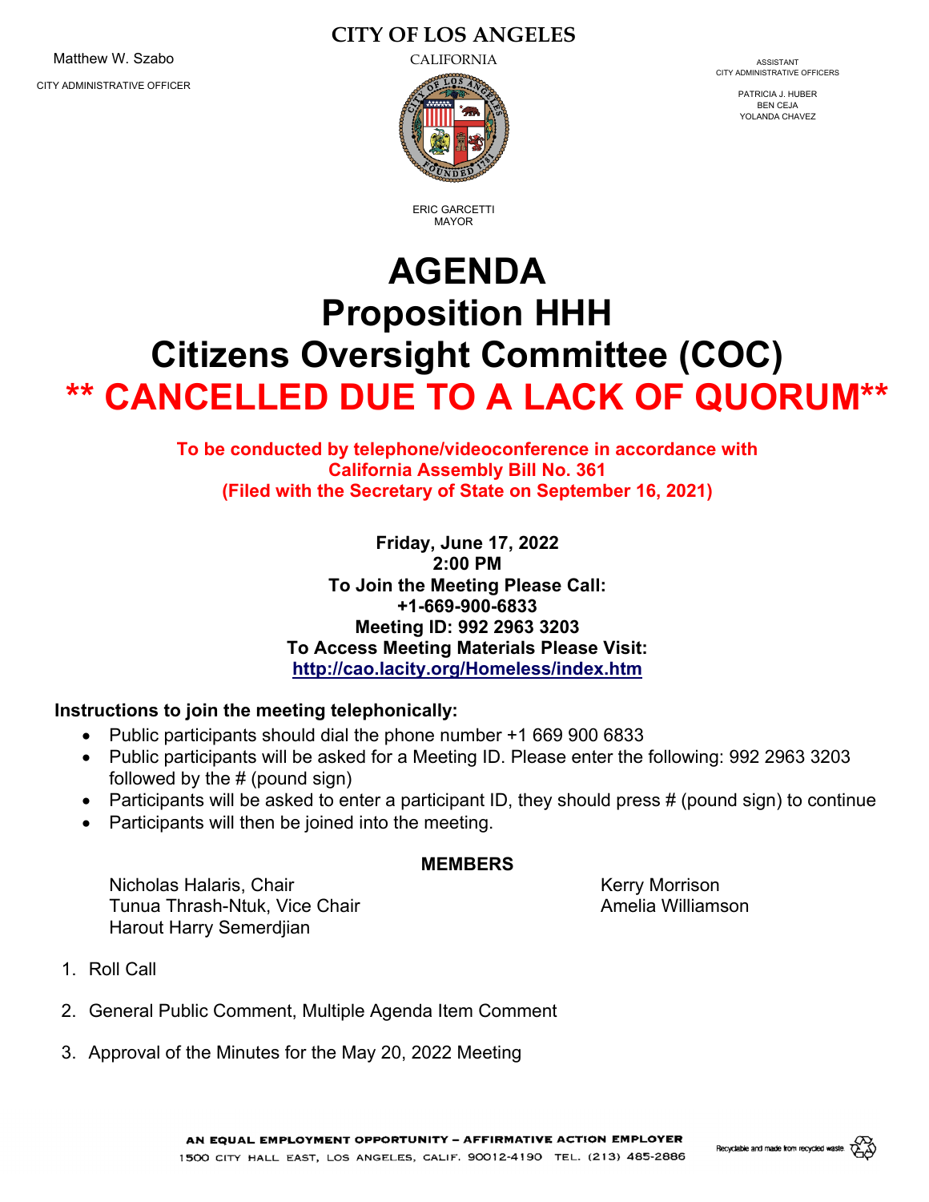Matthew W. Szabo

CITY ADMINISTRATIVE OFFICER

**CITY OF LOS ANGELES**

CALIFORNIA

ERIC GARCETTI
MAYOR

ASSISTANT
CITY ADMINISTRATIVE OFFICERS

PATRICIA J. HUBER
BEN CEJA
YOLANDA CHAVEZ

# AGENDA
# Proposition HHH
# Citizens Oversight Committee (COC)
# ** CANCELLED DUE TO A LACK OF QUORUM**

**To be conducted by telephone/videoconference in accordance with California Assembly Bill No. 361 (Filed with the Secretary of State on September 16, 2021)**

**Friday, June 17, 2022**
**2:00 PM**
**To Join the Meeting Please Call:**
**+1-669-900-6833**
**Meeting ID: 992 2963 3203**
**To Access Meeting Materials Please Visit:**
**http://cao.lacity.org/Homeless/index.htm**

**Instructions to join the meeting telephonically:**

- Public participants should dial the phone number +1 669 900 6833
- Public participants will be asked for a Meeting ID. Please enter the following: 992 2963 3203 followed by the # (pound sign)
- Participants will be asked to enter a participant ID, they should press # (pound sign) to continue
- Participants will then be joined into the meeting.

**MEMBERS**

Nicholas Halaris, Chair
Tunua Thrash-Ntuk, Vice Chair
Harout Harry Semerdjian
Kerry Morrison
Amelia Williamson

1. Roll Call
2. General Public Comment, Multiple Agenda Item Comment
3. Approval of the Minutes for the May 20, 2022 Meeting

AN EQUAL EMPLOYMENT OPPORTUNITY – AFFIRMATIVE ACTION EMPLOYER
1500 CITY HALL EAST, LOS ANGELES, CALIF. 90012-4190 TEL. (213) 485-2886

Recyclable and made from recycled waste.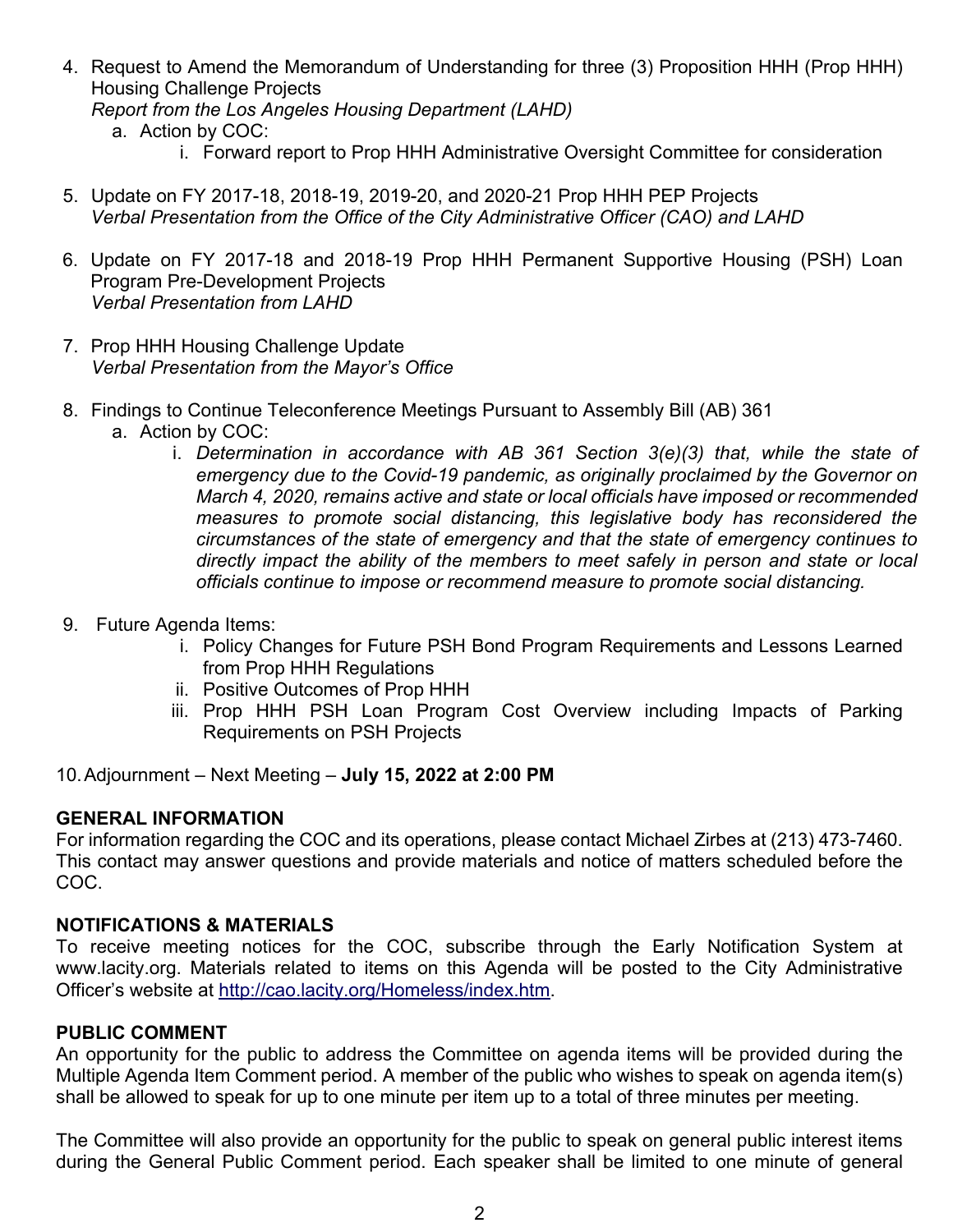4. Request to Amend the Memorandum of Understanding for three (3) Proposition HHH (Prop HHH) Housing Challenge Projects
   *Report from the Los Angeles Housing Department (LAHD)*
   a. Action by COC:
      i. Forward report to Prop HHH Administrative Oversight Committee for consideration

5. Update on FY 2017-18, 2018-19, 2019-20, and 2020-21 Prop HHH PEP Projects
   *Verbal Presentation from the Office of the City Administrative Officer (CAO) and LAHD*

6. Update on FY 2017-18 and 2018-19 Prop HHH Permanent Supportive Housing (PSH) Loan Program Pre-Development Projects
   *Verbal Presentation from LAHD*

7. Prop HHH Housing Challenge Update
   *Verbal Presentation from the Mayor's Office*

8. Findings to Continue Teleconference Meetings Pursuant to Assembly Bill (AB) 361
   a. Action by COC:
      i. *Determination in accordance with AB 361 Section 3(e)(3) that, while the state of emergency due to the Covid-19 pandemic, as originally proclaimed by the Governor on March 4, 2020, remains active and state or local officials have imposed or recommended measures to promote social distancing, this legislative body has reconsidered the circumstances of the state of emergency and that the state of emergency continues to directly impact the ability of the members to meet safely in person and state or local officials continue to impose or recommend measure to promote social distancing.*

9. Future Agenda Items:
   i. Policy Changes for Future PSH Bond Program Requirements and Lessons Learned from Prop HHH Regulations
   ii. Positive Outcomes of Prop HHH
   iii. Prop HHH PSH Loan Program Cost Overview including Impacts of Parking Requirements on PSH Projects

10. Adjournment – Next Meeting – **July 15, 2022 at 2:00 PM**

**GENERAL INFORMATION**
For information regarding the COC and its operations, please contact Michael Zirbes at (213) 473-7460. This contact may answer questions and provide materials and notice of matters scheduled before the COC.

**NOTIFICATIONS & MATERIALS**
To receive meeting notices for the COC, subscribe through the Early Notification System at www.lacity.org. Materials related to items on this Agenda will be posted to the City Administrative Officer's website at http://cao.lacity.org/Homeless/index.htm.

**PUBLIC COMMENT**
An opportunity for the public to address the Committee on agenda items will be provided during the Multiple Agenda Item Comment period. A member of the public who wishes to speak on agenda item(s) shall be allowed to speak for up to one minute per item up to a total of three minutes per meeting.

The Committee will also provide an opportunity for the public to speak on general public interest items during the General Public Comment period. Each speaker shall be limited to one minute of general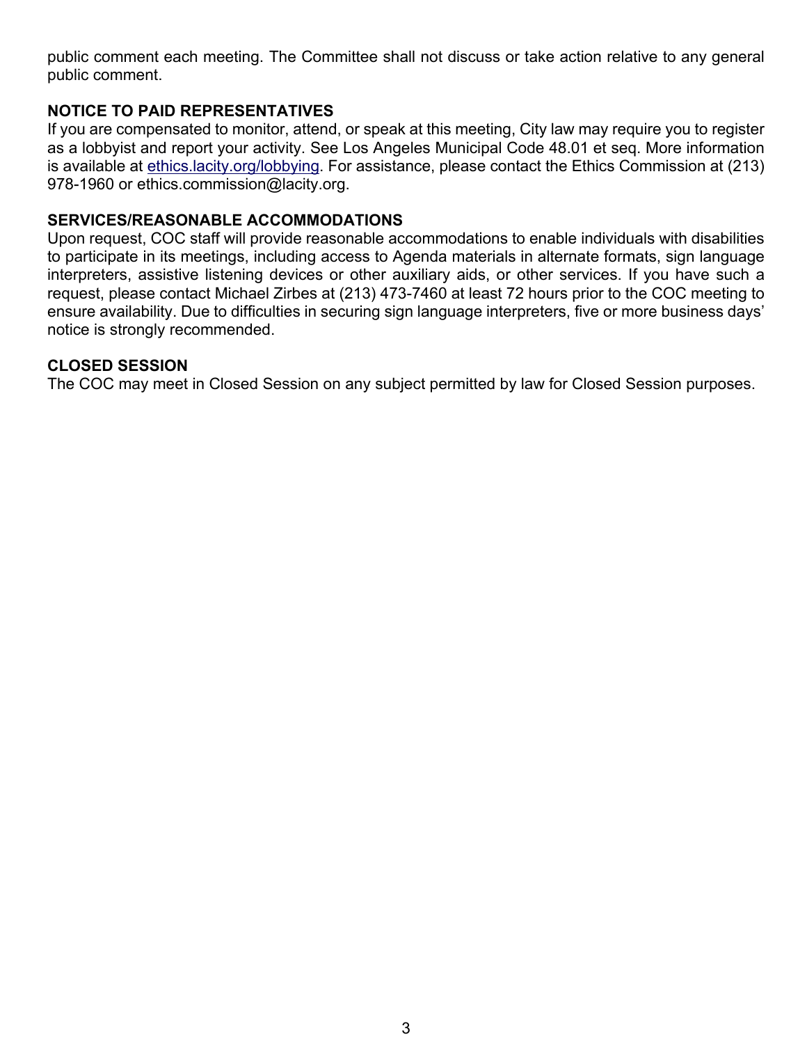public comment each meeting. The Committee shall not discuss or take action relative to any general public comment.

**NOTICE TO PAID REPRESENTATIVES**

If you are compensated to monitor, attend, or speak at this meeting, City law may require you to register as a lobbyist and report your activity. See Los Angeles Municipal Code 48.01 et seq. More information is available at ethics.lacity.org/lobbying. For assistance, please contact the Ethics Commission at (213) 978-1960 or ethics.commission@lacity.org.

**SERVICES/REASONABLE ACCOMMODATIONS**

Upon request, COC staff will provide reasonable accommodations to enable individuals with disabilities to participate in its meetings, including access to Agenda materials in alternate formats, sign language interpreters, assistive listening devices or other auxiliary aids, or other services. If you have such a request, please contact Michael Zirbes at (213) 473-7460 at least 72 hours prior to the COC meeting to ensure availability. Due to difficulties in securing sign language interpreters, five or more business days' notice is strongly recommended.

**CLOSED SESSION**

The COC may meet in Closed Session on any subject permitted by law for Closed Session purposes.